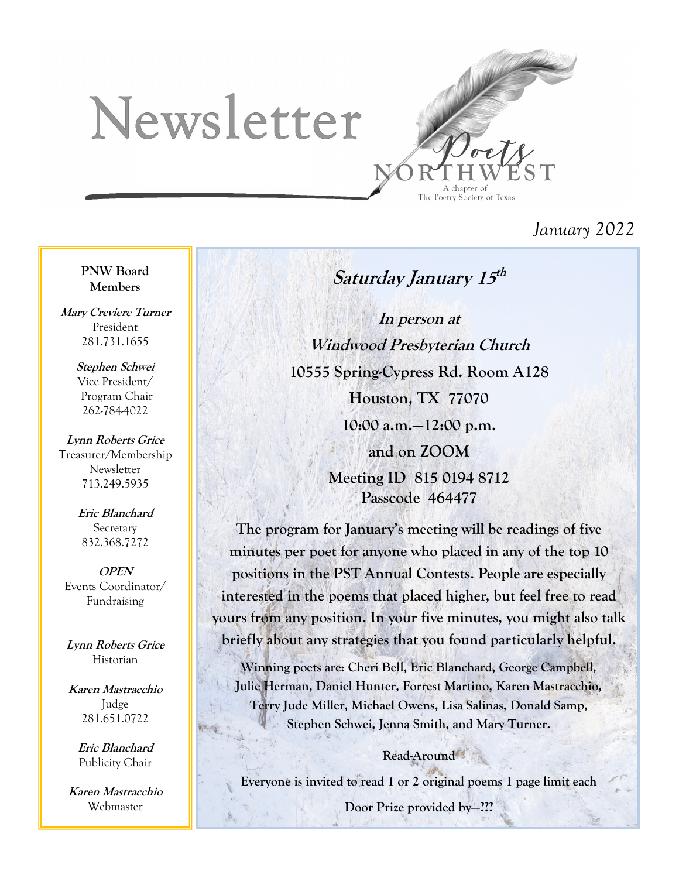# Newsletter

Poets NORTHWEST
A chapter of The Poetry Society of Texas

*January 2022*

**PNW Board Members**

***Mary Creviere Turner***
President
281.731.1655

***Stephen Schwei***
Vice President/ Program Chair
262-784-4022

***Lynn Roberts Grice***
Treasurer/Membership Newsletter
713.249.5935

***Eric Blanchard***
Secretary
832.368.7272

***OPEN***
Events Coordinator/ Fundraising

***Lynn Roberts Grice***
Historian

***Karen Mastracchio***
Judge
281.651.0722

***Eric Blanchard***
Publicity Chair

***Karen Mastracchio***
Webmaster

## Saturday January 15th

***In person at***
***Windwood Presbyterian Church***
**10555 Spring-Cypress Rd. Room A128**
**Houston, TX 77070**
**10:00 a.m.—12:00 p.m.**
**and on ZOOM**
**Meeting ID 815 0194 8712**
**Passcode 464477**

**The program for January's meeting will be readings of five minutes per poet for anyone who placed in any of the top 10 positions in the PST Annual Contests. People are especially interested in the poems that placed higher, but feel free to read yours from any position. In your five minutes, you might also talk briefly about any strategies that you found particularly helpful.**

**Winning poets are: Cheri Bell, Eric Blanchard, George Campbell, Julie Herman, Daniel Hunter, Forrest Martino, Karen Mastracchio, Terry Jude Miller, Michael Owens, Lisa Salinas, Donald Samp, Stephen Schwei, Jenna Smith, and Mary Turner.**

**Read-Around**

**Everyone is invited to read 1 or 2 original poems 1 page limit each**

**Door Prize provided by—???**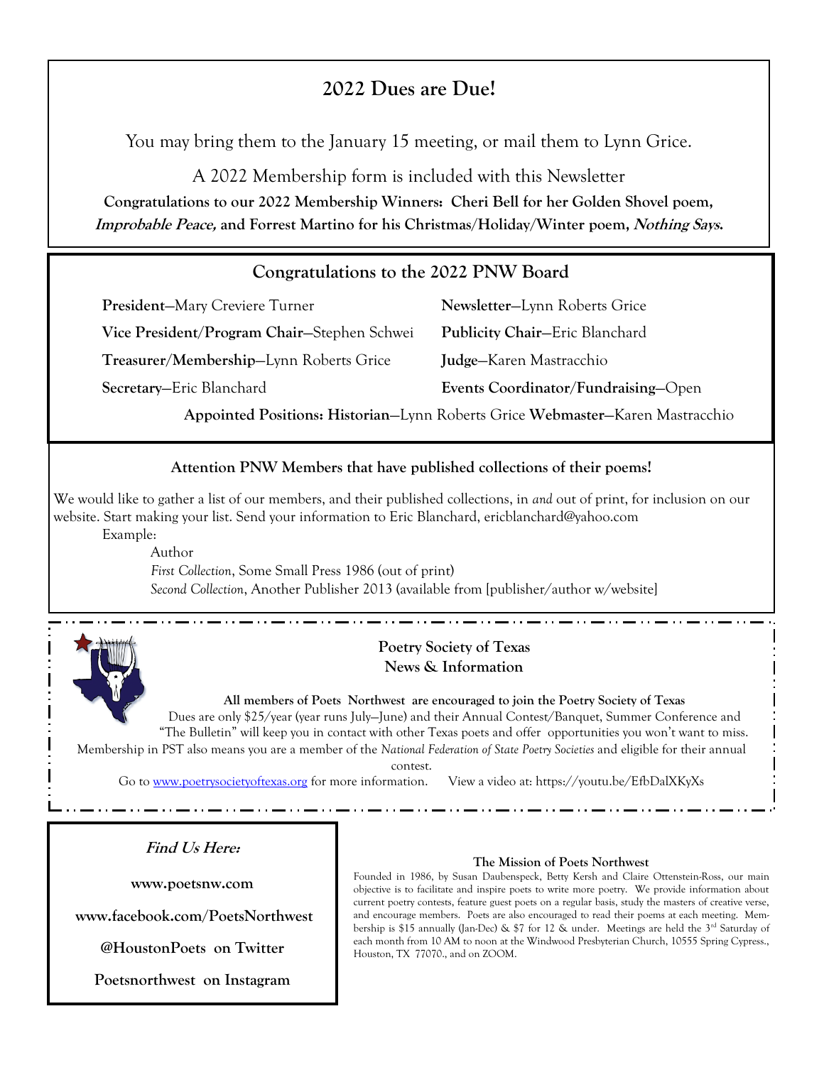## 2022 Dues are Due!

You may bring them to the January 15 meeting, or mail them to Lynn Grice.

A 2022 Membership form is included with this Newsletter

**Congratulations to our 2022 Membership Winners: Cheri Bell for her Golden Shovel poem, *Improbable Peace,* and Forrest Martino for his Christmas/Holiday/Winter poem, *Nothing Says.***

## Congratulations to the 2022 PNW Board

**President**—Mary Creviere Turner

**Vice President/Program Chair**—Stephen Schwei

**Treasurer/Membership**—Lynn Roberts Grice

**Secretary**—Eric Blanchard

**Newsletter**—Lynn Roberts Grice

**Publicity Chair**—Eric Blanchard

**Judge**—Karen Mastracchio

**Events Coordinator/Fundraising**—Open

**Appointed Positions: Historian**—Lynn Roberts Grice **Webmaster**—Karen Mastracchio

### Attention PNW Members that have published collections of their poems!

We would like to gather a list of our members, and their published collections, in *and* out of print, for inclusion on our website. Start making your list. Send your information to Eric Blanchard, ericblanchard@yahoo.com

Example:

Author
*First Collection*, Some Small Press 1986 (out of print)
*Second Collection*, Another Publisher 2013 (available from [publisher/author w/website]

### Poetry Society of Texas News & Information

**All members of Poets Northwest are encouraged to join the Poetry Society of Texas**

Dues are only $25/year (year runs July—June) and their Annual Contest/Banquet, Summer Conference and "The Bulletin" will keep you in contact with other Texas poets and offer opportunities you won't want to miss. Membership in PST also means you are a member of the *National Federation of State Poetry Societies* and eligible for their annual contest.

Go to www.poetrysocietyoftexas.org for more information. View a video at: https://youtu.be/EfbDalXKyXs

### *Find Us Here:*

**www.poetsnw.com**

**www.facebook.com/PoetsNorthwest**

**@HoustonPoets on Twitter**

**Poetsnorthwest on Instagram**

### The Mission of Poets Northwest

Founded in 1986, by Susan Daubenspeck, Betty Kersh and Claire Ottenstein-Ross, our main objective is to facilitate and inspire poets to write more poetry. We provide information about current poetry contests, feature guest poets on a regular basis, study the masters of creative verse, and encourage members. Poets are also encouraged to read their poems at each meeting. Membership is $15 annually (Jan-Dec) & $7 for 12 & under. Meetings are held the 3rd Saturday of each month from 10 AM to noon at the Windwood Presbyterian Church, 10555 Spring Cypress., Houston, TX 77070., and on ZOOM.